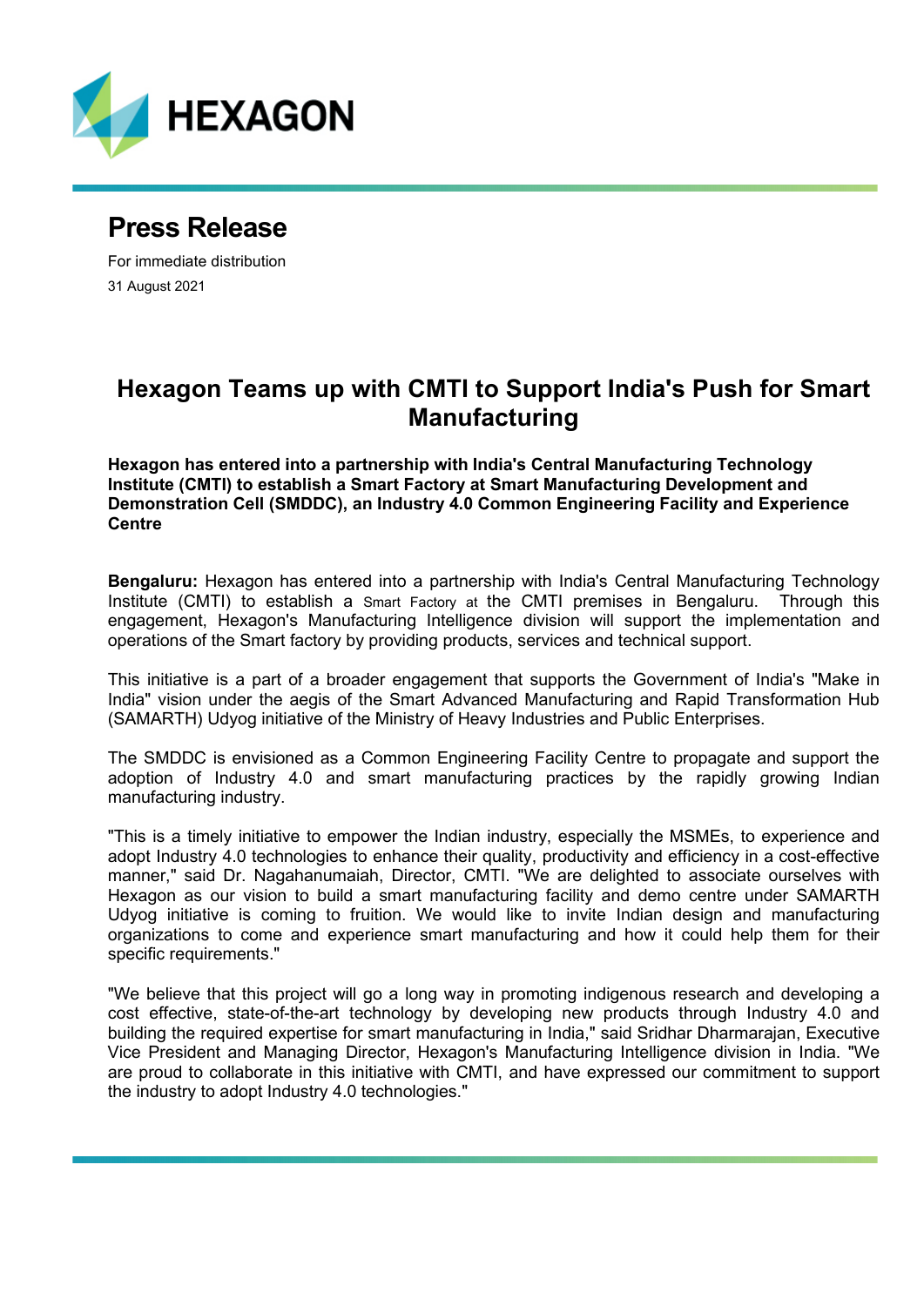HEXAGON

# Press Release

For immediate distribution

31 August 2021

## Hexagon Teams up with CMTI to Support India's Push for Smart Manufacturing

**Hexagon has entered into a partnership with India's Central Manufacturing Technology Institute (CMTI) to establish a Smart Factory at Smart Manufacturing Development and Demonstration Cell (SMDDC), an Industry 4.0 Common Engineering Facility and Experience Centre**

**Bengaluru:** Hexagon has entered into a partnership with India's Central Manufacturing Technology Institute (CMTI) to establish a Smart Factory at the CMTI premises in Bengaluru. Through this engagement, Hexagon's Manufacturing Intelligence division will support the implementation and operations of the Smart factory by providing products, services and technical support.

This initiative is a part of a broader engagement that supports the Government of India's "Make in India" vision under the aegis of the Smart Advanced Manufacturing and Rapid Transformation Hub (SAMARTH) Udyog initiative of the Ministry of Heavy Industries and Public Enterprises.

The SMDDC is envisioned as a Common Engineering Facility Centre to propagate and support the adoption of Industry 4.0 and smart manufacturing practices by the rapidly growing Indian manufacturing industry.

"This is a timely initiative to empower the Indian industry, especially the MSMEs, to experience and adopt Industry 4.0 technologies to enhance their quality, productivity and efficiency in a cost-effective manner," said Dr. Nagahanumaiah, Director, CMTI. "We are delighted to associate ourselves with Hexagon as our vision to build a smart manufacturing facility and demo centre under SAMARTH Udyog initiative is coming to fruition. We would like to invite Indian design and manufacturing organizations to come and experience smart manufacturing and how it could help them for their specific requirements."

"We believe that this project will go a long way in promoting indigenous research and developing a cost effective, state-of-the-art technology by developing new products through Industry 4.0 and building the required expertise for smart manufacturing in India," said Sridhar Dharmarajan, Executive Vice President and Managing Director, Hexagon's Manufacturing Intelligence division in India. "We are proud to collaborate in this initiative with CMTI, and have expressed our commitment to support the industry to adopt Industry 4.0 technologies."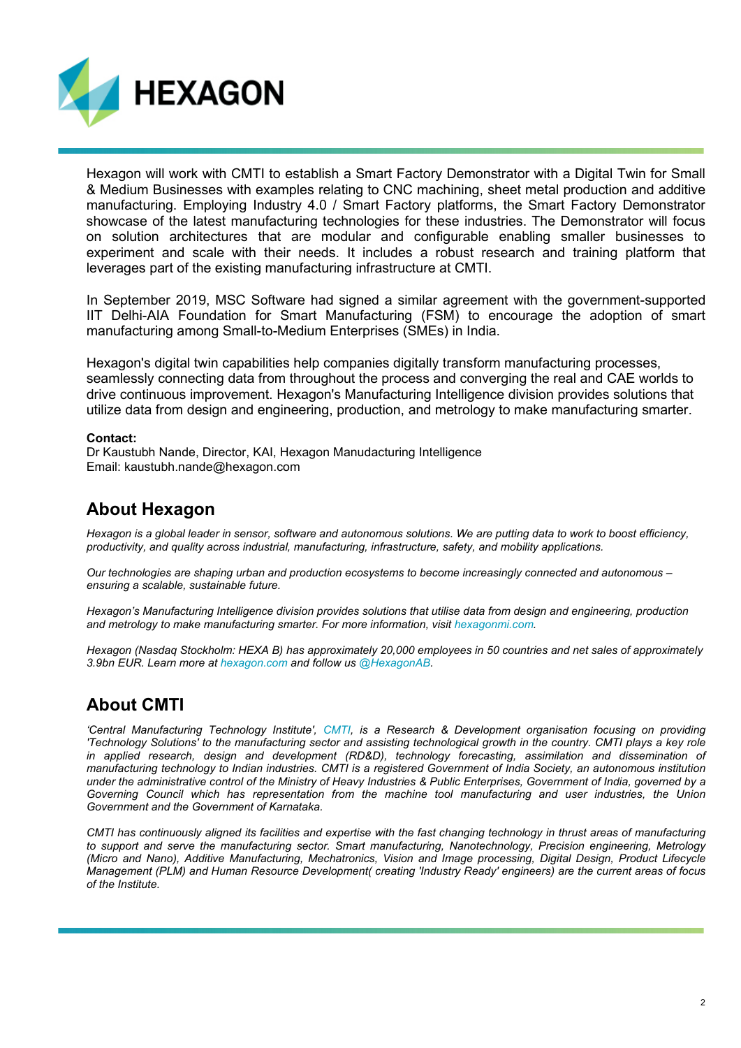Hexagon will work with CMTI to establish a Smart Factory Demonstrator with a Digital Twin for Small & Medium Businesses with examples relating to CNC machining, sheet metal production and additive manufacturing. Employing Industry 4.0 / Smart Factory platforms, the Smart Factory Demonstrator showcase of the latest manufacturing technologies for these industries. The Demonstrator will focus on solution architectures that are modular and configurable enabling smaller businesses to experiment and scale with their needs. It includes a robust research and training platform that leverages part of the existing manufacturing infrastructure at CMTI.

In September 2019, MSC Software had signed a similar agreement with the government-supported IIT Delhi-AIA Foundation for Smart Manufacturing (FSM) to encourage the adoption of smart manufacturing among Small-to-Medium Enterprises (SMEs) in India.

Hexagon's digital twin capabilities help companies digitally transform manufacturing processes, seamlessly connecting data from throughout the process and converging the real and CAE worlds to drive continuous improvement. Hexagon's Manufacturing Intelligence division provides solutions that utilize data from design and engineering, production, and metrology to make manufacturing smarter.

**Contact:**
Dr Kaustubh Nande, Director, KAI, Hexagon Manudacturing Intelligence
Email: kaustubh.nande@hexagon.com

## About Hexagon

*Hexagon is a global leader in sensor, software and autonomous solutions. We are putting data to work to boost efficiency, productivity, and quality across industrial, manufacturing, infrastructure, safety, and mobility applications.*

*Our technologies are shaping urban and production ecosystems to become increasingly connected and autonomous – ensuring a scalable, sustainable future.*

*Hexagon's Manufacturing Intelligence division provides solutions that utilise data from design and engineering, production and metrology to make manufacturing smarter. For more information, visit hexagonmi.com.*

*Hexagon (Nasdaq Stockholm: HEXA B) has approximately 20,000 employees in 50 countries and net sales of approximately 3.9bn EUR. Learn more at hexagon.com and follow us @HexagonAB.*

## About CMTI

*'Central Manufacturing Technology Institute', CMTI, is a Research & Development organisation focusing on providing 'Technology Solutions' to the manufacturing sector and assisting technological growth in the country. CMTI plays a key role in applied research, design and development (RD&D), technology forecasting, assimilation and dissemination of manufacturing technology to Indian industries. CMTI is a registered Government of India Society, an autonomous institution under the administrative control of the Ministry of Heavy Industries & Public Enterprises, Government of India, governed by a Governing Council which has representation from the machine tool manufacturing and user industries, the Union Government and the Government of Karnataka.*

*CMTI has continuously aligned its facilities and expertise with the fast changing technology in thrust areas of manufacturing to support and serve the manufacturing sector. Smart manufacturing, Nanotechnology, Precision engineering, Metrology (Micro and Nano), Additive Manufacturing, Mechatronics, Vision and Image processing, Digital Design, Product Lifecycle Management (PLM) and Human Resource Development( creating 'Industry Ready' engineers) are the current areas of focus of the Institute.*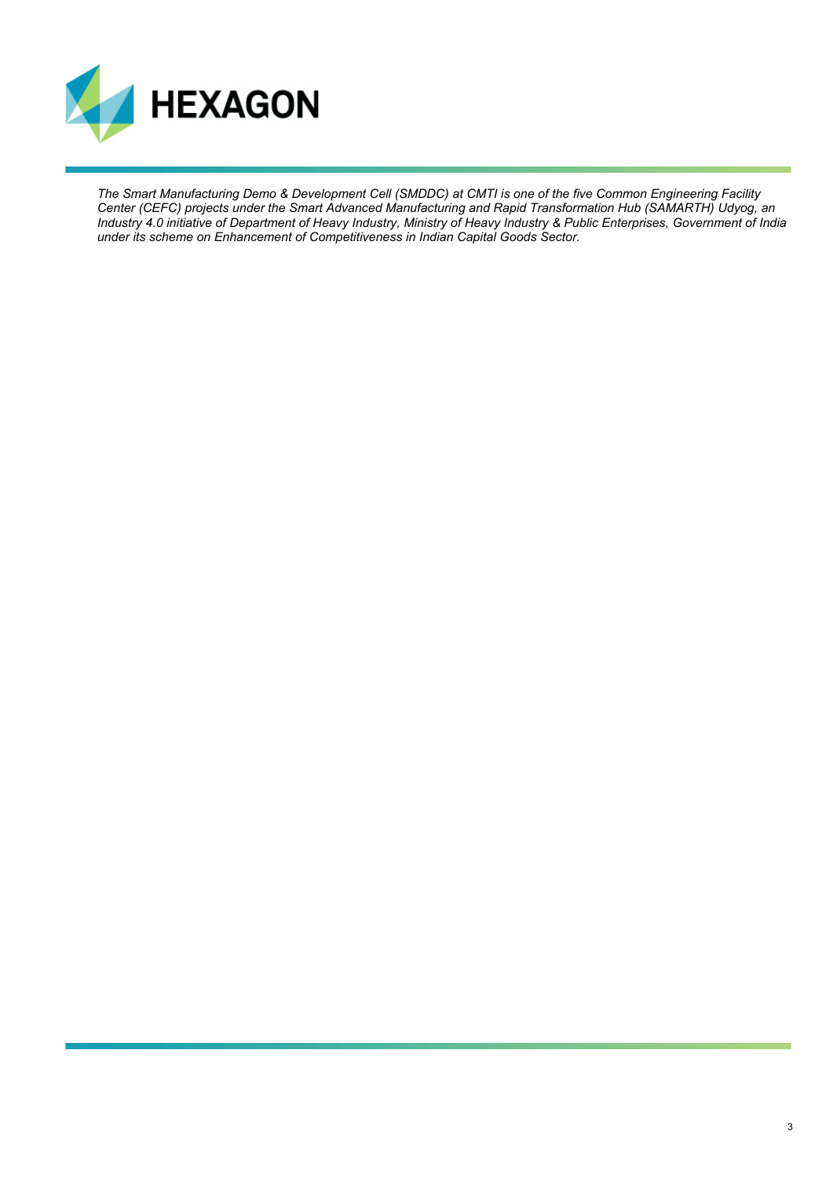*The Smart Manufacturing Demo & Development Cell (SMDDC) at CMTI is one of the five Common Engineering Facility Center (CEFC) projects under the Smart Advanced Manufacturing and Rapid Transformation Hub (SAMARTH) Udyog, an Industry 4.0 initiative of Department of Heavy Industry, Ministry of Heavy Industry & Public Enterprises, Government of India under its scheme on Enhancement of Competitiveness in Indian Capital Goods Sector.*